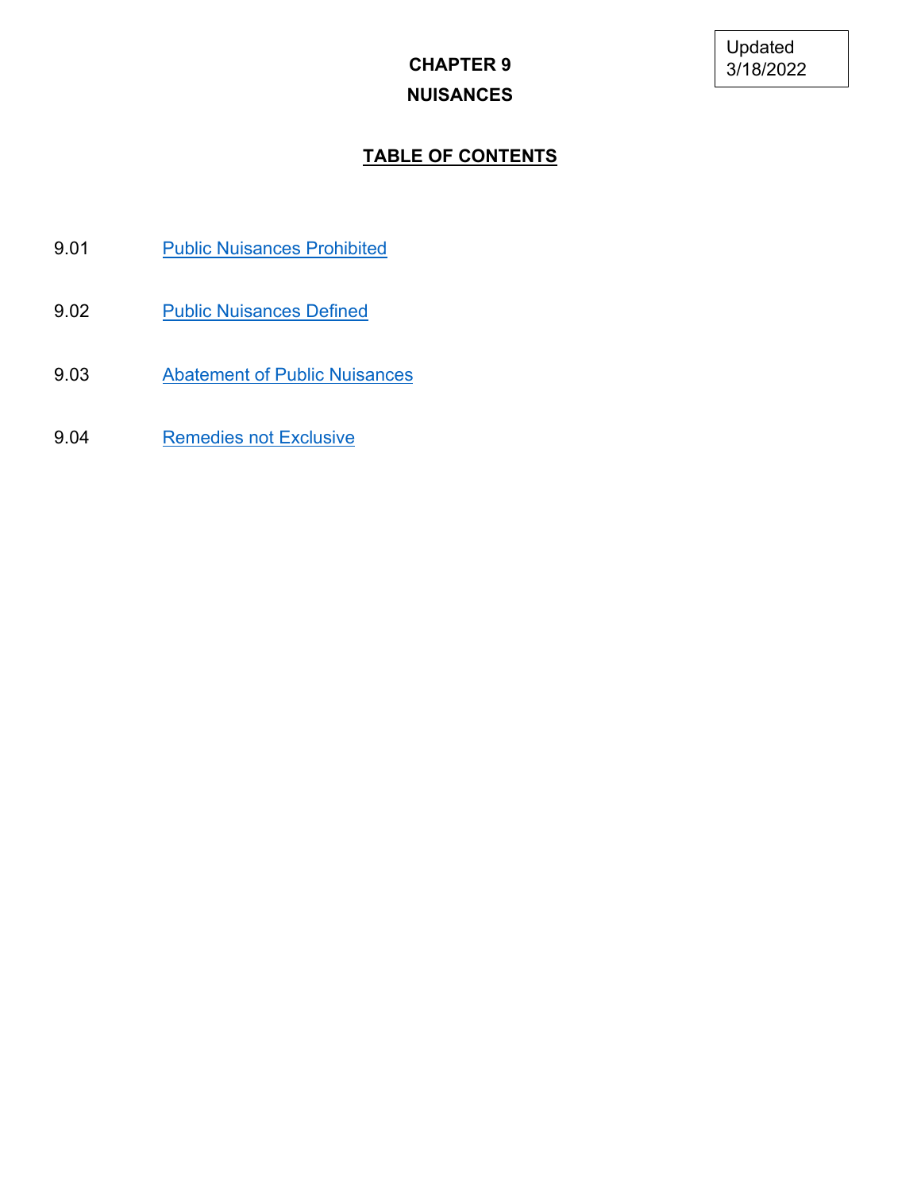Updated 3/18/2022

# CHAPTER 9

# NUISANCES

## TABLE OF CONTENTS

9.01 Public Nuisances Prohibited

9.02 Public Nuisances Defined

9.03 Abatement of Public Nuisances

9.04 Remedies not Exclusive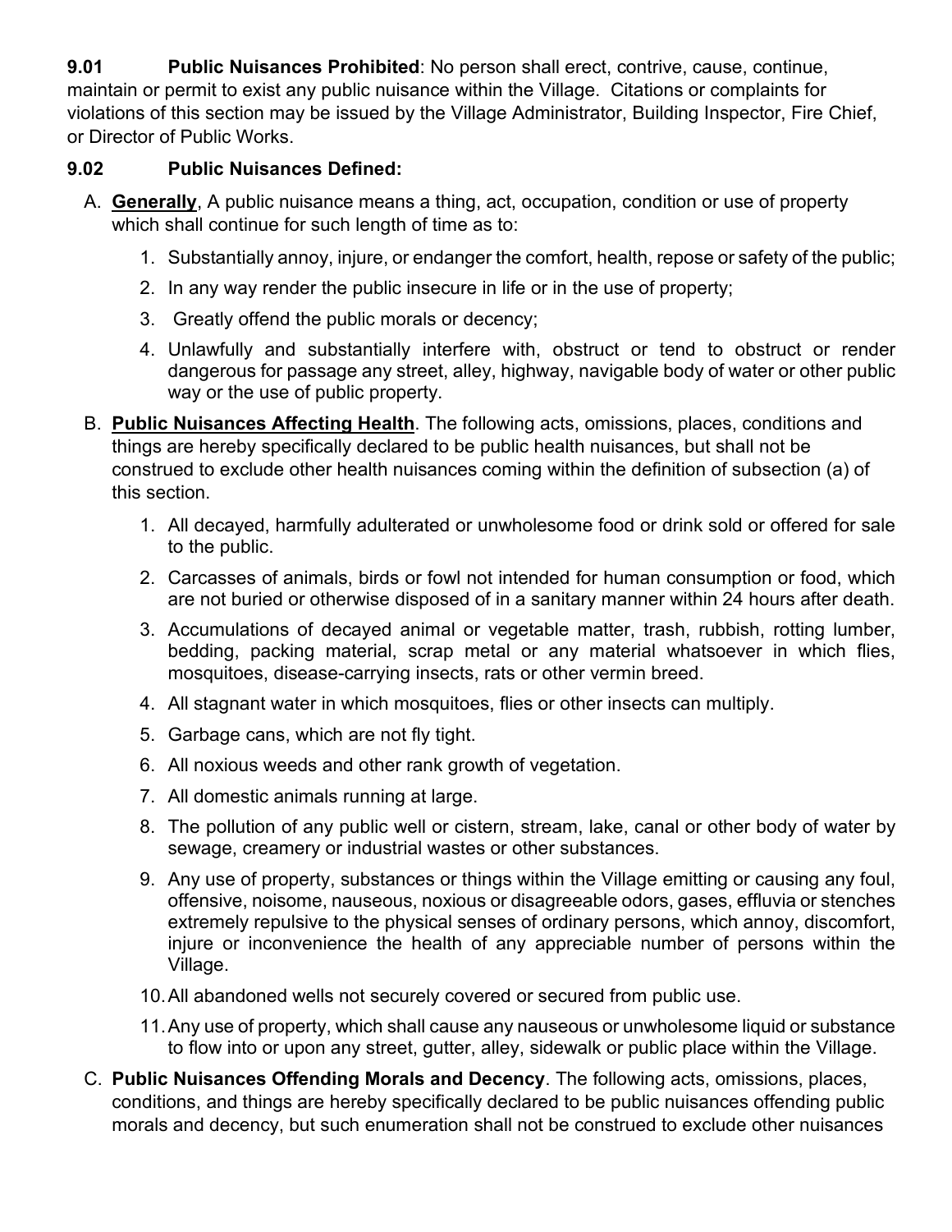**9.01 Public Nuisances Prohibited**: No person shall erect, contrive, cause, continue, maintain or permit to exist any public nuisance within the Village. Citations or complaints for violations of this section may be issued by the Village Administrator, Building Inspector, Fire Chief, or Director of Public Works.

**9.02 Public Nuisances Defined:**

A. **Generally**, A public nuisance means a thing, act, occupation, condition or use of property which shall continue for such length of time as to:

   1. Substantially annoy, injure, or endanger the comfort, health, repose or safety of the public;
   2. In any way render the public insecure in life or in the use of property;
   3. Greatly offend the public morals or decency;
   4. Unlawfully and substantially interfere with, obstruct or tend to obstruct or render dangerous for passage any street, alley, highway, navigable body of water or other public way or the use of public property.

B. **Public Nuisances Affecting Health**. The following acts, omissions, places, conditions and things are hereby specifically declared to be public health nuisances, but shall not be construed to exclude other health nuisances coming within the definition of subsection (a) of this section.

   1. All decayed, harmfully adulterated or unwholesome food or drink sold or offered for sale to the public.
   2. Carcasses of animals, birds or fowl not intended for human consumption or food, which are not buried or otherwise disposed of in a sanitary manner within 24 hours after death.
   3. Accumulations of decayed animal or vegetable matter, trash, rubbish, rotting lumber, bedding, packing material, scrap metal or any material whatsoever in which flies, mosquitoes, disease-carrying insects, rats or other vermin breed.
   4. All stagnant water in which mosquitoes, flies or other insects can multiply.
   5. Garbage cans, which are not fly tight.
   6. All noxious weeds and other rank growth of vegetation.
   7. All domestic animals running at large.
   8. The pollution of any public well or cistern, stream, lake, canal or other body of water by sewage, creamery or industrial wastes or other substances.
   9. Any use of property, substances or things within the Village emitting or causing any foul, offensive, noisome, nauseous, noxious or disagreeable odors, gases, effluvia or stenches extremely repulsive to the physical senses of ordinary persons, which annoy, discomfort, injure or inconvenience the health of any appreciable number of persons within the Village.
   10. All abandoned wells not securely covered or secured from public use.
   11. Any use of property, which shall cause any nauseous or unwholesome liquid or substance to flow into or upon any street, gutter, alley, sidewalk or public place within the Village.

C. **Public Nuisances Offending Morals and Decency**. The following acts, omissions, places, conditions, and things are hereby specifically declared to be public nuisances offending public morals and decency, but such enumeration shall not be construed to exclude other nuisances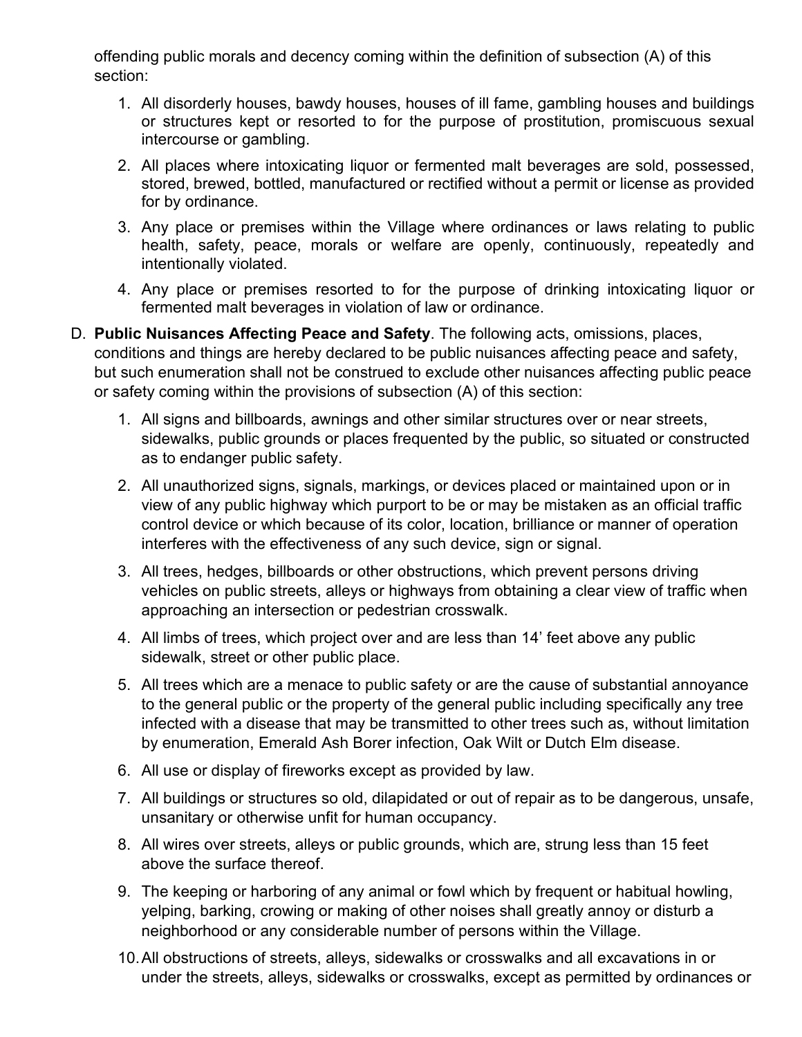offending public morals and decency coming within the definition of subsection (A) of this section:

1. All disorderly houses, bawdy houses, houses of ill fame, gambling houses and buildings or structures kept or resorted to for the purpose of prostitution, promiscuous sexual intercourse or gambling.
2. All places where intoxicating liquor or fermented malt beverages are sold, possessed, stored, brewed, bottled, manufactured or rectified without a permit or license as provided for by ordinance.
3. Any place or premises within the Village where ordinances or laws relating to public health, safety, peace, morals or welfare are openly, continuously, repeatedly and intentionally violated.
4. Any place or premises resorted to for the purpose of drinking intoxicating liquor or fermented malt beverages in violation of law or ordinance.

D. **Public Nuisances Affecting Peace and Safety**. The following acts, omissions, places, conditions and things are hereby declared to be public nuisances affecting peace and safety, but such enumeration shall not be construed to exclude other nuisances affecting public peace or safety coming within the provisions of subsection (A) of this section:

1. All signs and billboards, awnings and other similar structures over or near streets, sidewalks, public grounds or places frequented by the public, so situated or constructed as to endanger public safety.
2. All unauthorized signs, signals, markings, or devices placed or maintained upon or in view of any public highway which purport to be or may be mistaken as an official traffic control device or which because of its color, location, brilliance or manner of operation interferes with the effectiveness of any such device, sign or signal.
3. All trees, hedges, billboards or other obstructions, which prevent persons driving vehicles on public streets, alleys or highways from obtaining a clear view of traffic when approaching an intersection or pedestrian crosswalk.
4. All limbs of trees, which project over and are less than 14' feet above any public sidewalk, street or other public place.
5. All trees which are a menace to public safety or are the cause of substantial annoyance to the general public or the property of the general public including specifically any tree infected with a disease that may be transmitted to other trees such as, without limitation by enumeration, Emerald Ash Borer infection, Oak Wilt or Dutch Elm disease.
6. All use or display of fireworks except as provided by law.
7. All buildings or structures so old, dilapidated or out of repair as to be dangerous, unsafe, unsanitary or otherwise unfit for human occupancy.
8. All wires over streets, alleys or public grounds, which are, strung less than 15 feet above the surface thereof.
9. The keeping or harboring of any animal or fowl which by frequent or habitual howling, yelping, barking, crowing or making of other noises shall greatly annoy or disturb a neighborhood or any considerable number of persons within the Village.
10. All obstructions of streets, alleys, sidewalks or crosswalks and all excavations in or under the streets, alleys, sidewalks or crosswalks, except as permitted by ordinances or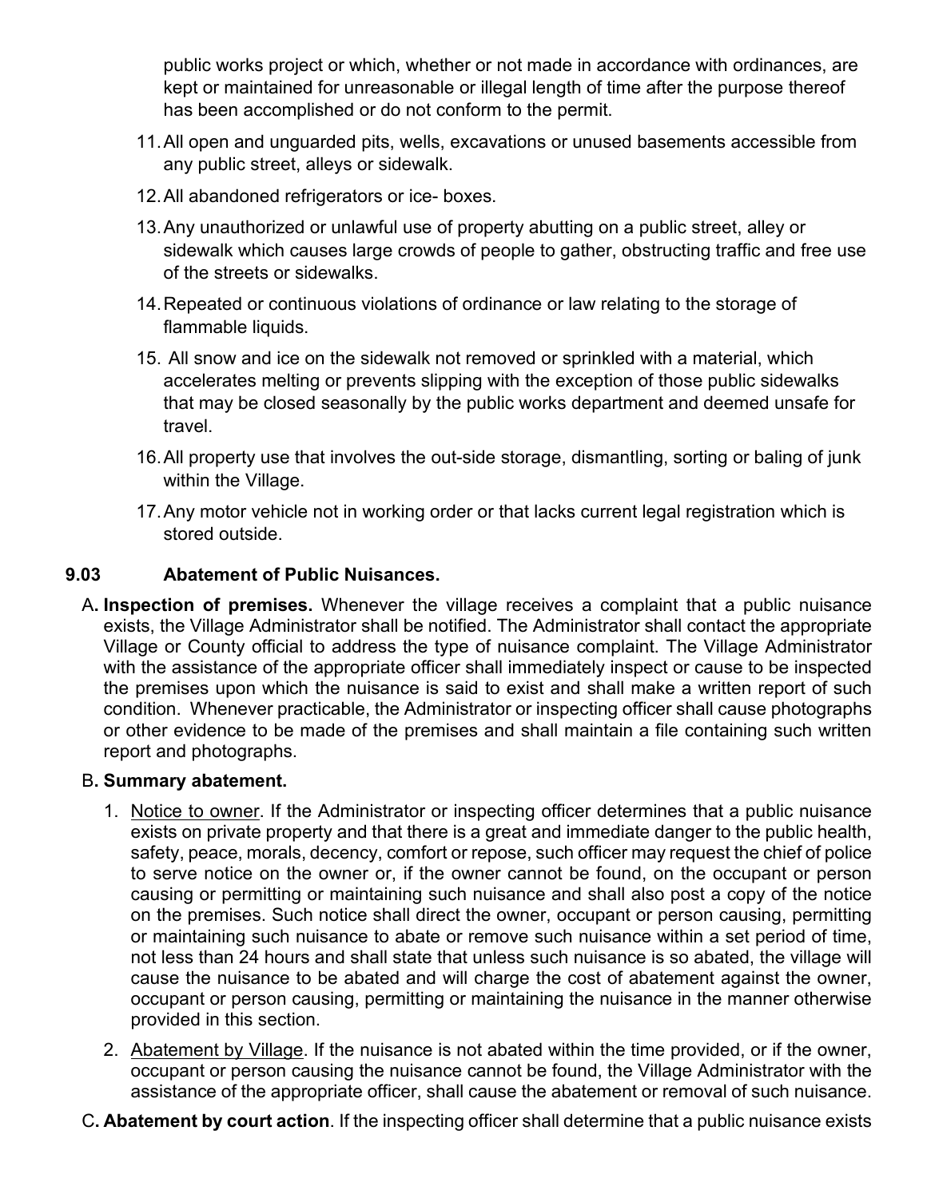public works project or which, whether or not made in accordance with ordinances, are kept or maintained for unreasonable or illegal length of time after the purpose thereof has been accomplished or do not conform to the permit.

11. All open and unguarded pits, wells, excavations or unused basements accessible from any public street, alleys or sidewalk.
12. All abandoned refrigerators or ice- boxes.
13. Any unauthorized or unlawful use of property abutting on a public street, alley or sidewalk which causes large crowds of people to gather, obstructing traffic and free use of the streets or sidewalks.
14. Repeated or continuous violations of ordinance or law relating to the storage of flammable liquids.
15. All snow and ice on the sidewalk not removed or sprinkled with a material, which accelerates melting or prevents slipping with the exception of those public sidewalks that may be closed seasonally by the public works department and deemed unsafe for travel.
16. All property use that involves the out-side storage, dismantling, sorting or baling of junk within the Village.
17. Any motor vehicle not in working order or that lacks current legal registration which is stored outside.

### 9.03 Abatement of Public Nuisances.

A**. Inspection of premises.** Whenever the village receives a complaint that a public nuisance exists, the Village Administrator shall be notified. The Administrator shall contact the appropriate Village or County official to address the type of nuisance complaint. The Village Administrator with the assistance of the appropriate officer shall immediately inspect or cause to be inspected the premises upon which the nuisance is said to exist and shall make a written report of such condition. Whenever practicable, the Administrator or inspecting officer shall cause photographs or other evidence to be made of the premises and shall maintain a file containing such written report and photographs.

B**. Summary abatement.**

1. Notice to owner. If the Administrator or inspecting officer determines that a public nuisance exists on private property and that there is a great and immediate danger to the public health, safety, peace, morals, decency, comfort or repose, such officer may request the chief of police to serve notice on the owner or, if the owner cannot be found, on the occupant or person causing or permitting or maintaining such nuisance and shall also post a copy of the notice on the premises. Such notice shall direct the owner, occupant or person causing, permitting or maintaining such nuisance to abate or remove such nuisance within a set period of time, not less than 24 hours and shall state that unless such nuisance is so abated, the village will cause the nuisance to be abated and will charge the cost of abatement against the owner, occupant or person causing, permitting or maintaining the nuisance in the manner otherwise provided in this section.
2. Abatement by Village. If the nuisance is not abated within the time provided, or if the owner, occupant or person causing the nuisance cannot be found, the Village Administrator with the assistance of the appropriate officer, shall cause the abatement or removal of such nuisance.

C**. Abatement by court action**. If the inspecting officer shall determine that a public nuisance exists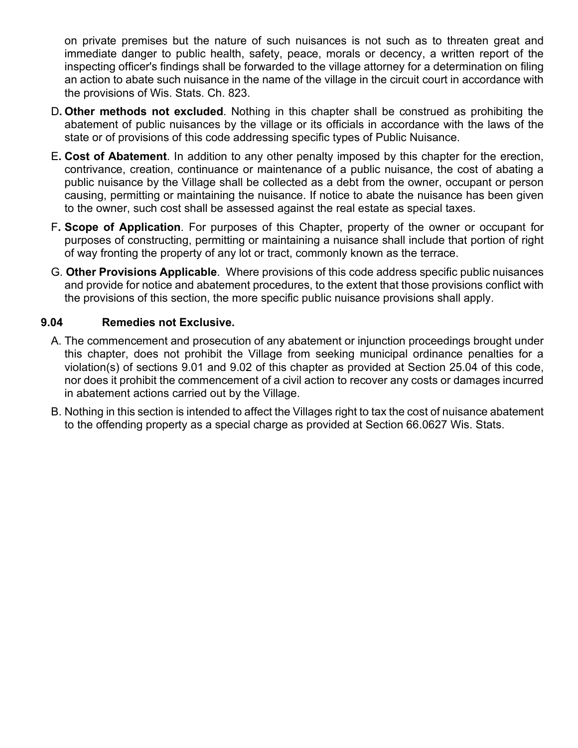on private premises but the nature of such nuisances is not such as to threaten great and immediate danger to public health, safety, peace, morals or decency, a written report of the inspecting officer's findings shall be forwarded to the village attorney for a determination on filing an action to abate such nuisance in the name of the village in the circuit court in accordance with the provisions of Wis. Stats. Ch. 823.

D. **Other methods not excluded**. Nothing in this chapter shall be construed as prohibiting the abatement of public nuisances by the village or its officials in accordance with the laws of the state or of provisions of this code addressing specific types of Public Nuisance.

E. **Cost of Abatement**. In addition to any other penalty imposed by this chapter for the erection, contrivance, creation, continuance or maintenance of a public nuisance, the cost of abating a public nuisance by the Village shall be collected as a debt from the owner, occupant or person causing, permitting or maintaining the nuisance. If notice to abate the nuisance has been given to the owner, such cost shall be assessed against the real estate as special taxes.

F. **Scope of Application**. For purposes of this Chapter, property of the owner or occupant for purposes of constructing, permitting or maintaining a nuisance shall include that portion of right of way fronting the property of any lot or tract, commonly known as the terrace.

G. **Other Provisions Applicable**. Where provisions of this code address specific public nuisances and provide for notice and abatement procedures, to the extent that those provisions conflict with the provisions of this section, the more specific public nuisance provisions shall apply.

### 9.04 Remedies not Exclusive.

A. The commencement and prosecution of any abatement or injunction proceedings brought under this chapter, does not prohibit the Village from seeking municipal ordinance penalties for a violation(s) of sections 9.01 and 9.02 of this chapter as provided at Section 25.04 of this code, nor does it prohibit the commencement of a civil action to recover any costs or damages incurred in abatement actions carried out by the Village.

B. Nothing in this section is intended to affect the Villages right to tax the cost of nuisance abatement to the offending property as a special charge as provided at Section 66.0627 Wis. Stats.